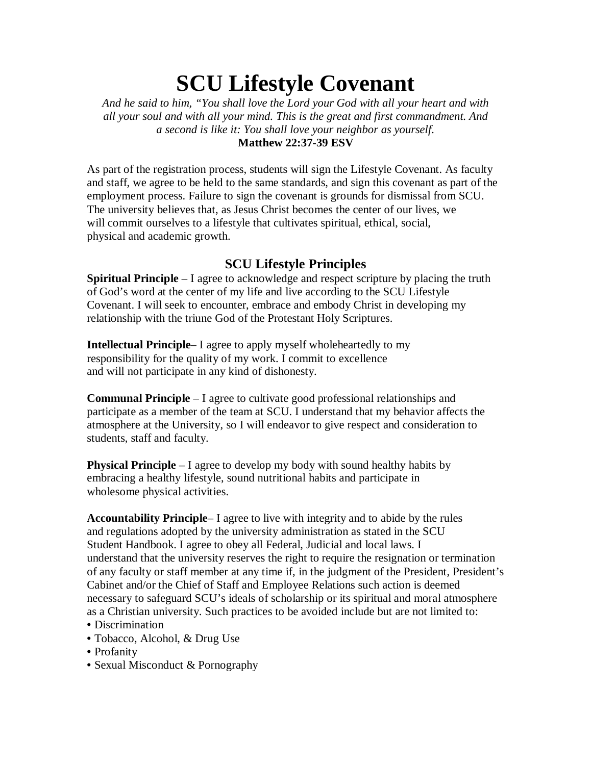# SCU Lifestyle Covenant

*And he said to him, "You shall love the Lord your God with all your heart and with all your soul and with all your mind. This is the great and first commandment. And a second is like it: You shall love your neighbor as yourself.*
**Matthew 22:37-39 ESV**

As part of the registration process, students will sign the Lifestyle Covenant. As faculty and staff, we agree to be held to the same standards, and sign this covenant as part of the employment process. Failure to sign the covenant is grounds for dismissal from SCU. The university believes that, as Jesus Christ becomes the center of our lives, we will commit ourselves to a lifestyle that cultivates spiritual, ethical, social, physical and academic growth.

## SCU Lifestyle Principles

**Spiritual Principle** – I agree to acknowledge and respect scripture by placing the truth of God's word at the center of my life and live according to the SCU Lifestyle Covenant. I will seek to encounter, embrace and embody Christ in developing my relationship with the triune God of the Protestant Holy Scriptures.

**Intellectual Principle**– I agree to apply myself wholeheartedly to my responsibility for the quality of my work. I commit to excellence and will not participate in any kind of dishonesty.

**Communal Principle** – I agree to cultivate good professional relationships and participate as a member of the team at SCU. I understand that my behavior affects the atmosphere at the University, so I will endeavor to give respect and consideration to students, staff and faculty.

**Physical Principle** – I agree to develop my body with sound healthy habits by embracing a healthy lifestyle, sound nutritional habits and participate in wholesome physical activities.

**Accountability Principle**– I agree to live with integrity and to abide by the rules and regulations adopted by the university administration as stated in the SCU Student Handbook. I agree to obey all Federal, Judicial and local laws. I understand that the university reserves the right to require the resignation or termination of any faculty or staff member at any time if, in the judgment of the President, President's Cabinet and/or the Chief of Staff and Employee Relations such action is deemed necessary to safeguard SCU's ideals of scholarship or its spiritual and moral atmosphere as a Christian university. Such practices to be avoided include but are not limited to:

- Discrimination
- Tobacco, Alcohol, & Drug Use
- Profanity
- Sexual Misconduct & Pornography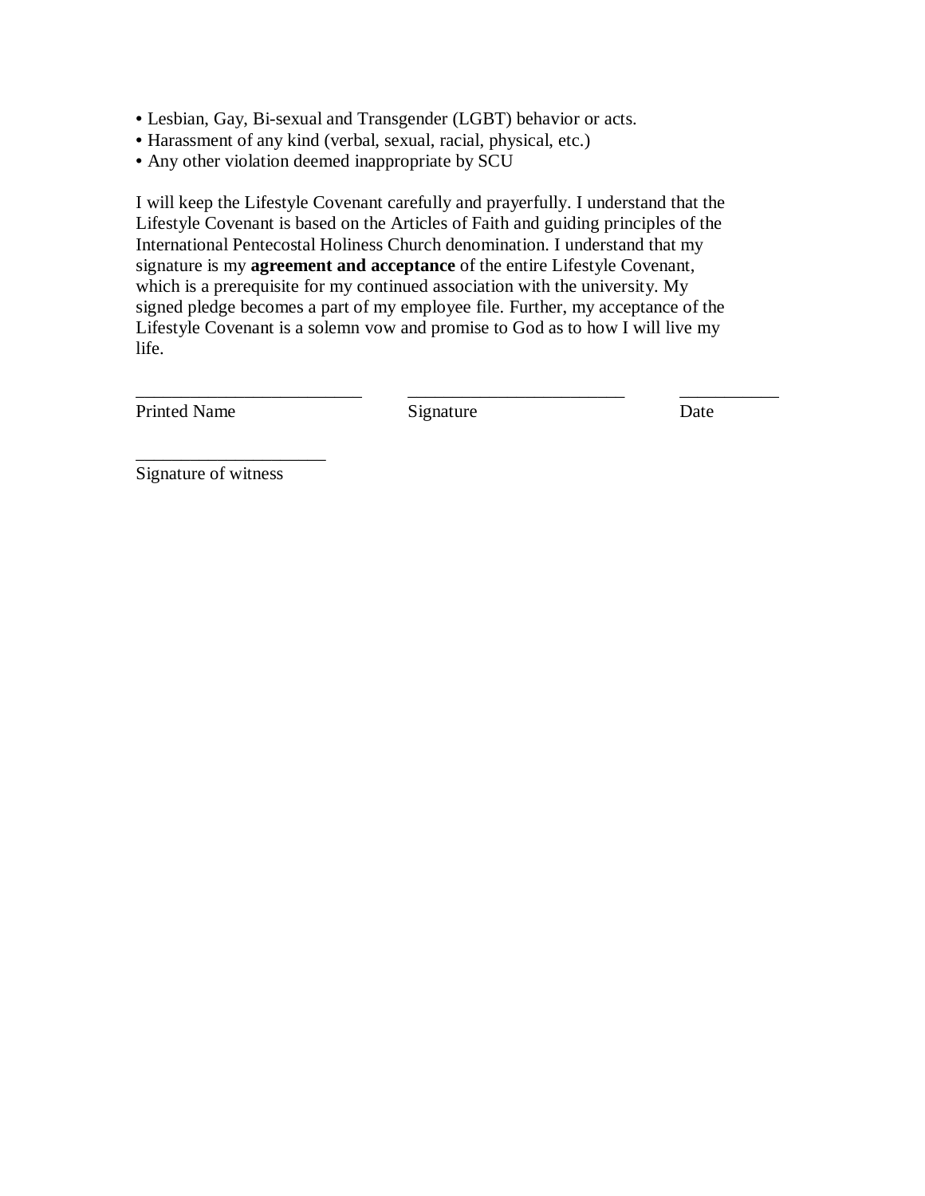- Lesbian, Gay, Bi-sexual and Transgender (LGBT) behavior or acts.
- Harassment of any kind (verbal, sexual, racial, physical, etc.)
- Any other violation deemed inappropriate by SCU

I will keep the Lifestyle Covenant carefully and prayerfully. I understand that the Lifestyle Covenant is based on the Articles of Faith and guiding principles of the International Pentecostal Holiness Church denomination. I understand that my signature is my **agreement and acceptance** of the entire Lifestyle Covenant, which is a prerequisite for my continued association with the university. My signed pledge becomes a part of my employee file. Further, my acceptance of the Lifestyle Covenant is a solemn vow and promise to God as to how I will live my life.

_________________________ _________________________ ___________
Printed Name Signature Date

_____________________
Signature of witness